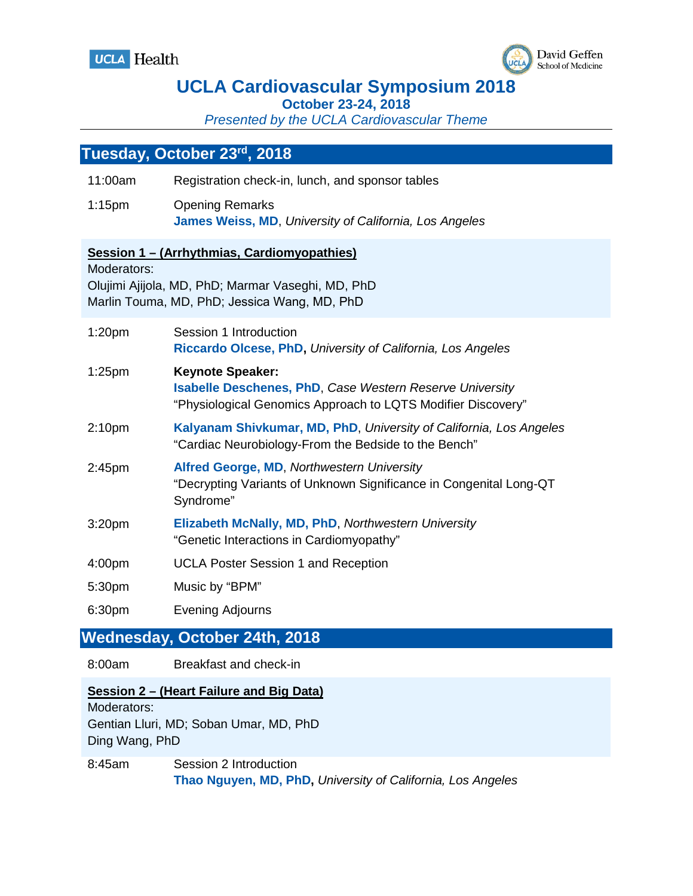UCLA Health

David Geffen School of Medicine

# UCLA Cardiovascular Symposium 2018

**October 23-24, 2018**

*Presented by the UCLA Cardiovascular Theme*

---

## Tuesday, October 23rd, 2018

| | |
|---|---|
| 11:00am | Registration check-in, lunch, and sponsor tables |
| 1:15pm | Opening Remarks<br>**James Weiss, MD**, *University of California, Los Angeles* |

### Session 1 – (Arrhythmias, Cardiomyopathies)

Moderators:
Olujimi Ajijola, MD, PhD; Marmar Vaseghi, MD, PhD
Marlin Touma, MD, PhD; Jessica Wang, MD, PhD

| | |
|---|---|
| 1:20pm | Session 1 Introduction<br>**Riccardo Olcese, PhD**, *University of California, Los Angeles* |
| 1:25pm | **Keynote Speaker:**<br>**Isabelle Deschenes, PhD**, *Case Western Reserve University*<br>"Physiological Genomics Approach to LQTS Modifier Discovery" |
| 2:10pm | **Kalyanam Shivkumar, MD, PhD**, *University of California, Los Angeles*<br>"Cardiac Neurobiology-From the Bedside to the Bench" |
| 2:45pm | **Alfred George, MD**, *Northwestern University*<br>"Decrypting Variants of Unknown Significance in Congenital Long-QT Syndrome" |
| 3:20pm | **Elizabeth McNally, MD, PhD**, *Northwestern University*<br>"Genetic Interactions in Cardiomyopathy" |
| 4:00pm | UCLA Poster Session 1 and Reception |
| 5:30pm | Music by "BPM" |
| 6:30pm | Evening Adjourns |

## Wednesday, October 24th, 2018

| | |
|---|---|
| 8:00am | Breakfast and check-in |

### Session 2 – (Heart Failure and Big Data)

Moderators:
Gentian Lluri, MD; Soban Umar, MD, PhD
Ding Wang, PhD

| | |
|---|---|
| 8:45am | Session 2 Introduction<br>**Thao Nguyen, MD, PhD**, *University of California, Los Angeles* |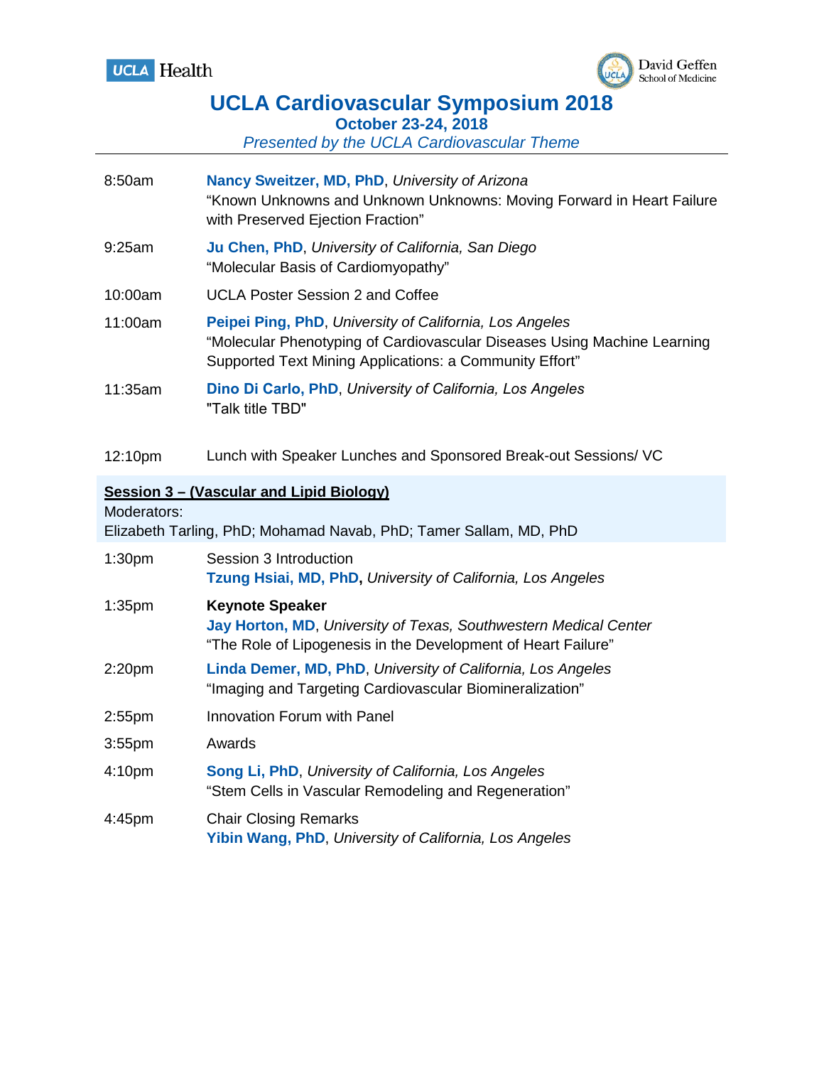# UCLA Cardiovascular Symposium 2018

**October 23-24, 2018**

*Presented by the UCLA Cardiovascular Theme*

| | |
|---|---|
| 8:50am | **Nancy Sweitzer, MD, PhD**, *University of Arizona*<br>"Known Unknowns and Unknown Unknowns: Moving Forward in Heart Failure with Preserved Ejection Fraction" |
| 9:25am | **Ju Chen, PhD**, *University of California, San Diego*<br>"Molecular Basis of Cardiomyopathy" |
| 10:00am | UCLA Poster Session 2 and Coffee |
| 11:00am | **Peipei Ping, PhD**, *University of California, Los Angeles*<br>"Molecular Phenotyping of Cardiovascular Diseases Using Machine Learning Supported Text Mining Applications: a Community Effort" |
| 11:35am | **Dino Di Carlo, PhD**, *University of California, Los Angeles*<br>"Talk title TBD" |
| 12:10pm | Lunch with Speaker Lunches and Sponsored Break-out Sessions/ VC |

**Session 3 – (Vascular and Lipid Biology)**

Moderators:
Elizabeth Tarling, PhD; Mohamad Navab, PhD; Tamer Sallam, MD, PhD

| | |
|---|---|
| 1:30pm | Session 3 Introduction<br>**Tzung Hsiai, MD, PhD,** *University of California, Los Angeles* |
| 1:35pm | **Keynote Speaker**<br>**Jay Horton, MD**, *University of Texas, Southwestern Medical Center*<br>"The Role of Lipogenesis in the Development of Heart Failure" |
| 2:20pm | **Linda Demer, MD, PhD**, *University of California, Los Angeles*<br>"Imaging and Targeting Cardiovascular Biomineralization" |
| 2:55pm | Innovation Forum with Panel |
| 3:55pm | Awards |
| 4:10pm | **Song Li, PhD**, *University of California, Los Angeles*<br>"Stem Cells in Vascular Remodeling and Regeneration" |
| 4:45pm | Chair Closing Remarks<br>**Yibin Wang, PhD**, *University of California, Los Angeles* |